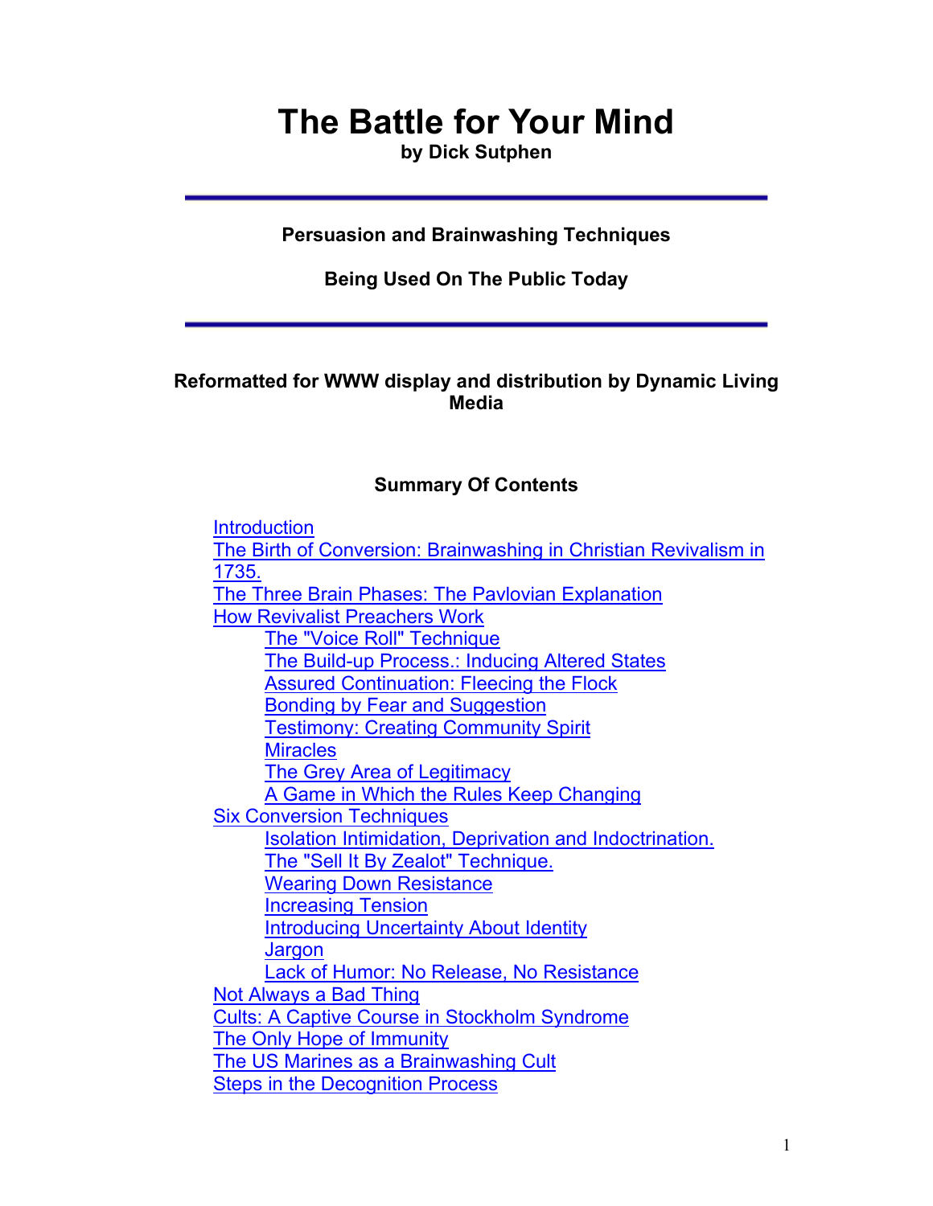# The Battle for Your Mind

**by Dick Sutphen**

---

**Persuasion and Brainwashing Techniques**

**Being Used On The Public Today**

---

**Reformatted for WWW display and distribution by Dynamic Living Media**

## Summary Of Contents

- Introduction
- The Birth of Conversion: Brainwashing in Christian Revivalism in 1735.
- The Three Brain Phases: The Pavlovian Explanation
- How Revivalist Preachers Work
  - The "Voice Roll" Technique
  - The Build-up Process.: Inducing Altered States
  - Assured Continuation: Fleecing the Flock
  - Bonding by Fear and Suggestion
  - Testimony: Creating Community Spirit
  - Miracles
  - The Grey Area of Legitimacy
  - A Game in Which the Rules Keep Changing
- Six Conversion Techniques
  - Isolation Intimidation, Deprivation and Indoctrination.
  - The "Sell It By Zealot" Technique.
  - Wearing Down Resistance
  - Increasing Tension
  - Introducing Uncertainty About Identity
  - Jargon
  - Lack of Humor: No Release, No Resistance
- Not Always a Bad Thing
- Cults: A Captive Course in Stockholm Syndrome
- The Only Hope of Immunity
- The US Marines as a Brainwashing Cult
- Steps in the Decognition Process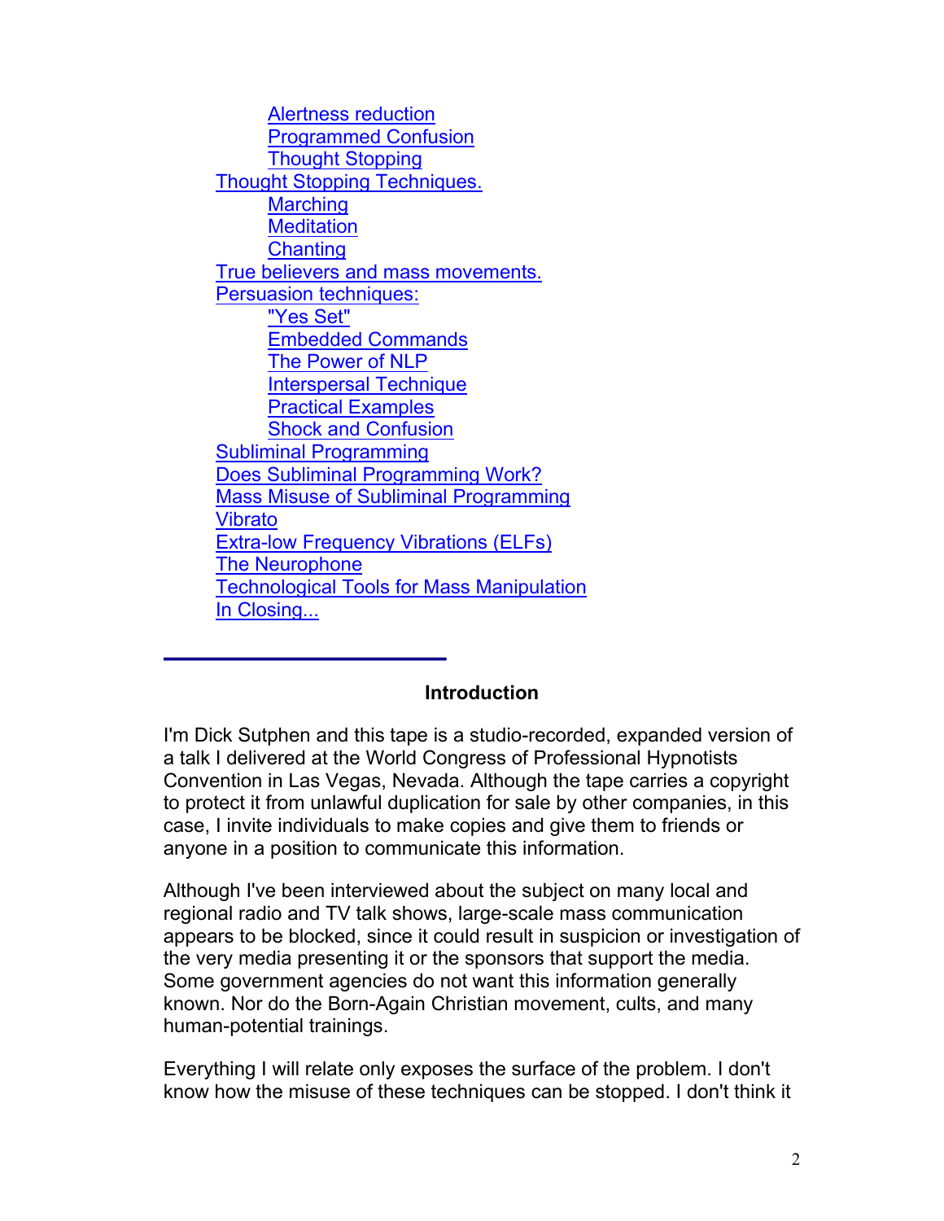- Alertness reduction
- Programmed Confusion
- Thought Stopping

- Thought Stopping Techniques.
  - Marching
  - Meditation
  - Chanting
- True believers and mass movements.
- Persuasion techniques:
  - "Yes Set"
  - Embedded Commands
  - The Power of NLP
  - Interspersal Technique
  - Practical Examples
  - Shock and Confusion
- Subliminal Programming
- Does Subliminal Programming Work?
- Mass Misuse of Subliminal Programming
- Vibrato
- Extra-low Frequency Vibrations (ELFs)
- The Neurophone
- Technological Tools for Mass Manipulation
- In Closing...

---

### Introduction

I'm Dick Sutphen and this tape is a studio-recorded, expanded version of a talk I delivered at the World Congress of Professional Hypnotists Convention in Las Vegas, Nevada. Although the tape carries a copyright to protect it from unlawful duplication for sale by other companies, in this case, I invite individuals to make copies and give them to friends or anyone in a position to communicate this information.

Although I've been interviewed about the subject on many local and regional radio and TV talk shows, large-scale mass communication appears to be blocked, since it could result in suspicion or investigation of the very media presenting it or the sponsors that support the media. Some government agencies do not want this information generally known. Nor do the Born-Again Christian movement, cults, and many human-potential trainings.

Everything I will relate only exposes the surface of the problem. I don't know how the misuse of these techniques can be stopped. I don't think it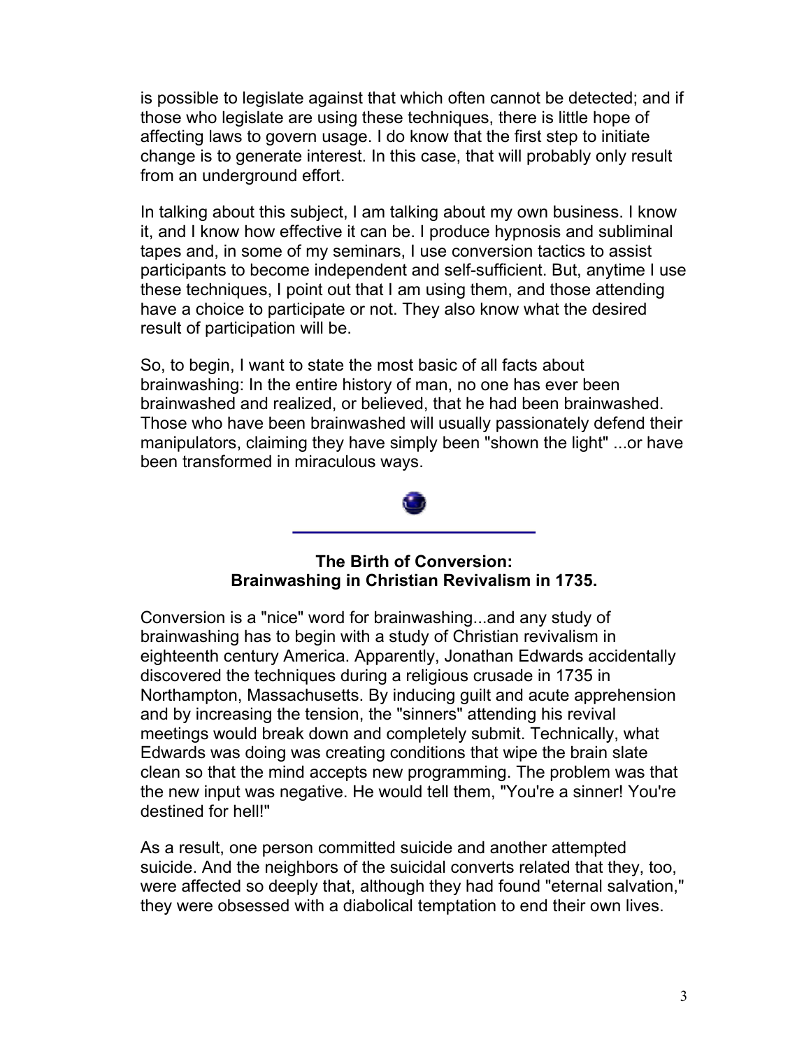is possible to legislate against that which often cannot be detected; and if those who legislate are using these techniques, there is little hope of affecting laws to govern usage. I do know that the first step to initiate change is to generate interest. In this case, that will probably only result from an underground effort.

In talking about this subject, I am talking about my own business. I know it, and I know how effective it can be. I produce hypnosis and subliminal tapes and, in some of my seminars, I use conversion tactics to assist participants to become independent and self-sufficient. But, anytime I use these techniques, I point out that I am using them, and those attending have a choice to participate or not. They also know what the desired result of participation will be.

So, to begin, I want to state the most basic of all facts about brainwashing: In the entire history of man, no one has ever been brainwashed and realized, or believed, that he had been brainwashed. Those who have been brainwashed will usually passionately defend their manipulators, claiming they have simply been "shown the light" ...or have been transformed in miraculous ways.

## The Birth of Conversion: Brainwashing in Christian Revivalism in 1735.

Conversion is a "nice" word for brainwashing...and any study of brainwashing has to begin with a study of Christian revivalism in eighteenth century America. Apparently, Jonathan Edwards accidentally discovered the techniques during a religious crusade in 1735 in Northampton, Massachusetts. By inducing guilt and acute apprehension and by increasing the tension, the "sinners" attending his revival meetings would break down and completely submit. Technically, what Edwards was doing was creating conditions that wipe the brain slate clean so that the mind accepts new programming. The problem was that the new input was negative. He would tell them, "You're a sinner! You're destined for hell!"

As a result, one person committed suicide and another attempted suicide. And the neighbors of the suicidal converts related that they, too, were affected so deeply that, although they had found "eternal salvation," they were obsessed with a diabolical temptation to end their own lives.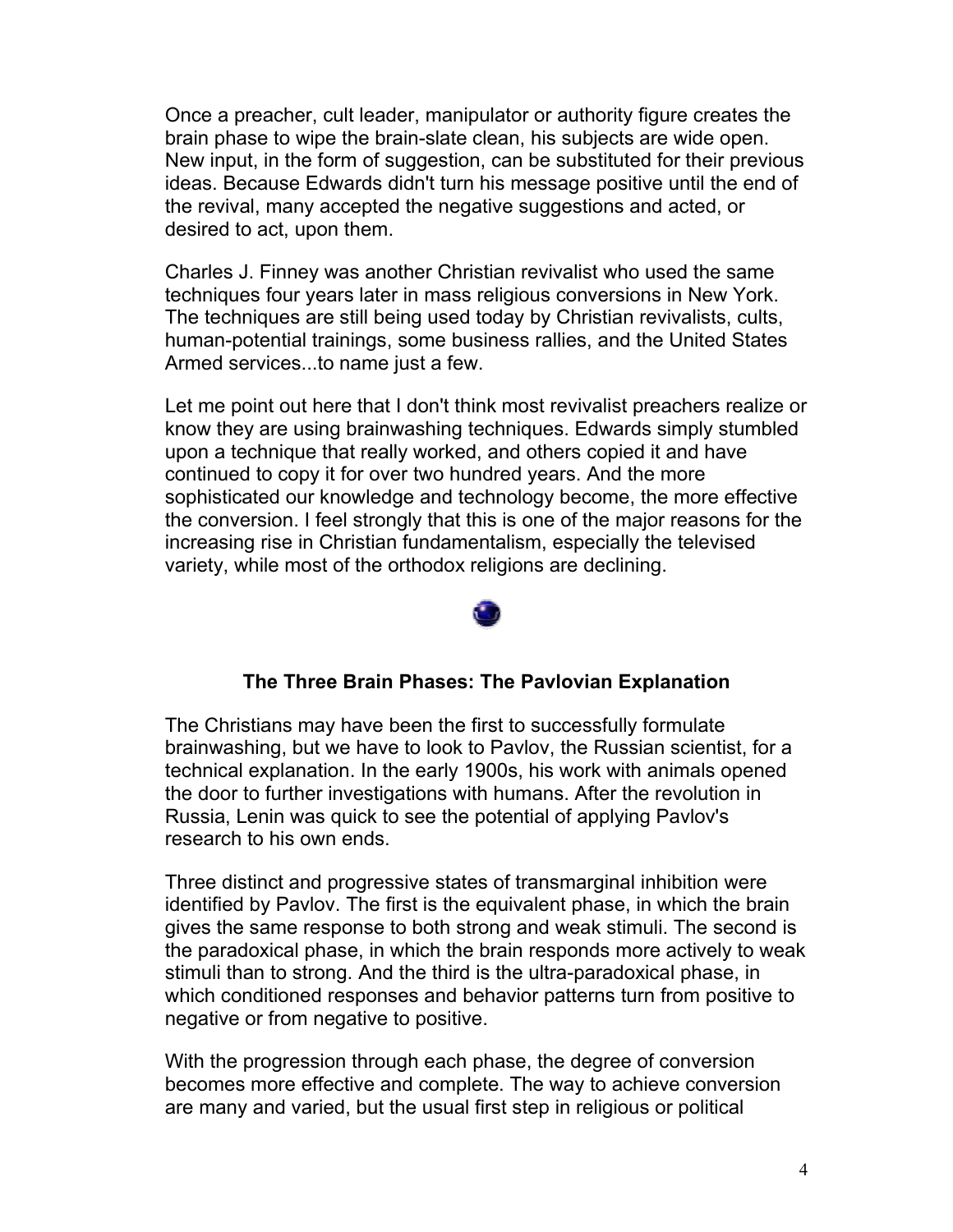Once a preacher, cult leader, manipulator or authority figure creates the brain phase to wipe the brain-slate clean, his subjects are wide open. New input, in the form of suggestion, can be substituted for their previous ideas. Because Edwards didn't turn his message positive until the end of the revival, many accepted the negative suggestions and acted, or desired to act, upon them.

Charles J. Finney was another Christian revivalist who used the same techniques four years later in mass religious conversions in New York. The techniques are still being used today by Christian revivalists, cults, human-potential trainings, some business rallies, and the United States Armed services...to name just a few.

Let me point out here that I don't think most revivalist preachers realize or know they are using brainwashing techniques. Edwards simply stumbled upon a technique that really worked, and others copied it and have continued to copy it for over two hundred years. And the more sophisticated our knowledge and technology become, the more effective the conversion. I feel strongly that this is one of the major reasons for the increasing rise in Christian fundamentalism, especially the televised variety, while most of the orthodox religions are declining.

### The Three Brain Phases: The Pavlovian Explanation

The Christians may have been the first to successfully formulate brainwashing, but we have to look to Pavlov, the Russian scientist, for a technical explanation. In the early 1900s, his work with animals opened the door to further investigations with humans. After the revolution in Russia, Lenin was quick to see the potential of applying Pavlov's research to his own ends.

Three distinct and progressive states of transmarginal inhibition were identified by Pavlov. The first is the equivalent phase, in which the brain gives the same response to both strong and weak stimuli. The second is the paradoxical phase, in which the brain responds more actively to weak stimuli than to strong. And the third is the ultra-paradoxical phase, in which conditioned responses and behavior patterns turn from positive to negative or from negative to positive.

With the progression through each phase, the degree of conversion becomes more effective and complete. The way to achieve conversion are many and varied, but the usual first step in religious or political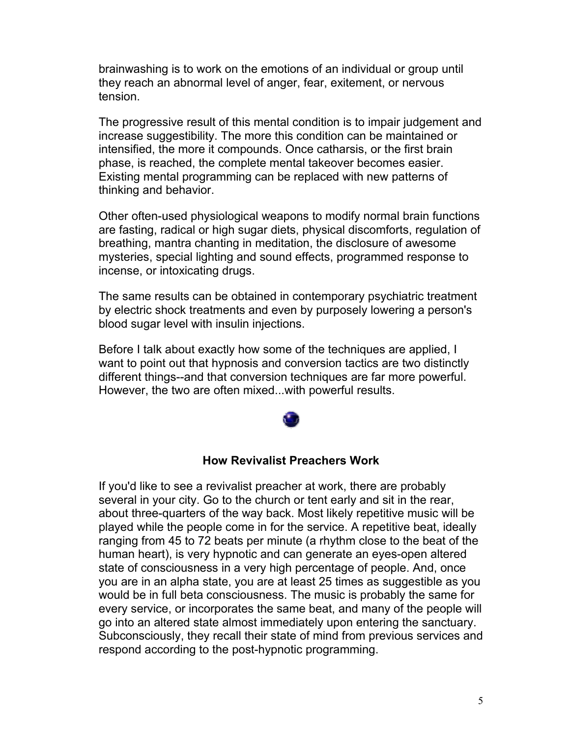brainwashing is to work on the emotions of an individual or group until they reach an abnormal level of anger, fear, exitement, or nervous tension.

The progressive result of this mental condition is to impair judgement and increase suggestibility. The more this condition can be maintained or intensified, the more it compounds. Once catharsis, or the first brain phase, is reached, the complete mental takeover becomes easier. Existing mental programming can be replaced with new patterns of thinking and behavior.

Other often-used physiological weapons to modify normal brain functions are fasting, radical or high sugar diets, physical discomforts, regulation of breathing, mantra chanting in meditation, the disclosure of awesome mysteries, special lighting and sound effects, programmed response to incense, or intoxicating drugs.

The same results can be obtained in contemporary psychiatric treatment by electric shock treatments and even by purposely lowering a person's blood sugar level with insulin injections.

Before I talk about exactly how some of the techniques are applied, I want to point out that hypnosis and conversion tactics are two distinctly different things--and that conversion techniques are far more powerful. However, the two are often mixed...with powerful results.

### How Revivalist Preachers Work

If you'd like to see a revivalist preacher at work, there are probably several in your city. Go to the church or tent early and sit in the rear, about three-quarters of the way back. Most likely repetitive music will be played while the people come in for the service. A repetitive beat, ideally ranging from 45 to 72 beats per minute (a rhythm close to the beat of the human heart), is very hypnotic and can generate an eyes-open altered state of consciousness in a very high percentage of people. And, once you are in an alpha state, you are at least 25 times as suggestible as you would be in full beta consciousness. The music is probably the same for every service, or incorporates the same beat, and many of the people will go into an altered state almost immediately upon entering the sanctuary. Subconsciously, they recall their state of mind from previous services and respond according to the post-hypnotic programming.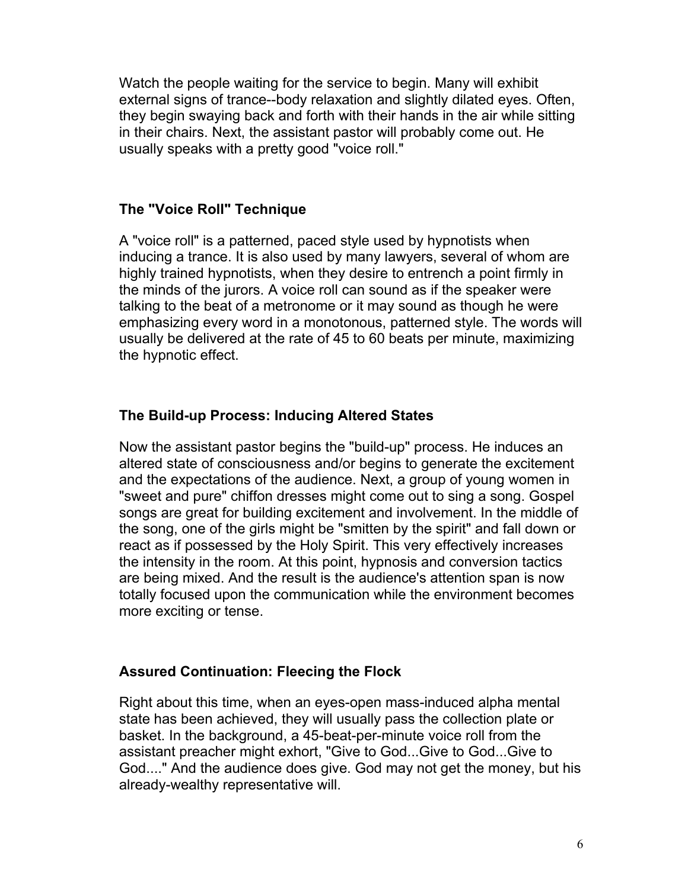Watch the people waiting for the service to begin. Many will exhibit external signs of trance--body relaxation and slightly dilated eyes. Often, they begin swaying back and forth with their hands in the air while sitting in their chairs. Next, the assistant pastor will probably come out. He usually speaks with a pretty good "voice roll."

### The "Voice Roll" Technique

A "voice roll" is a patterned, paced style used by hypnotists when inducing a trance. It is also used by many lawyers, several of whom are highly trained hypnotists, when they desire to entrench a point firmly in the minds of the jurors. A voice roll can sound as if the speaker were talking to the beat of a metronome or it may sound as though he were emphasizing every word in a monotonous, patterned style. The words will usually be delivered at the rate of 45 to 60 beats per minute, maximizing the hypnotic effect.

### The Build-up Process: Inducing Altered States

Now the assistant pastor begins the "build-up" process. He induces an altered state of consciousness and/or begins to generate the excitement and the expectations of the audience. Next, a group of young women in "sweet and pure" chiffon dresses might come out to sing a song. Gospel songs are great for building excitement and involvement. In the middle of the song, one of the girls might be "smitten by the spirit" and fall down or react as if possessed by the Holy Spirit. This very effectively increases the intensity in the room. At this point, hypnosis and conversion tactics are being mixed. And the result is the audience's attention span is now totally focused upon the communication while the environment becomes more exciting or tense.

### Assured Continuation: Fleecing the Flock

Right about this time, when an eyes-open mass-induced alpha mental state has been achieved, they will usually pass the collection plate or basket. In the background, a 45-beat-per-minute voice roll from the assistant preacher might exhort, "Give to God...Give to God...Give to God...." And the audience does give. God may not get the money, but his already-wealthy representative will.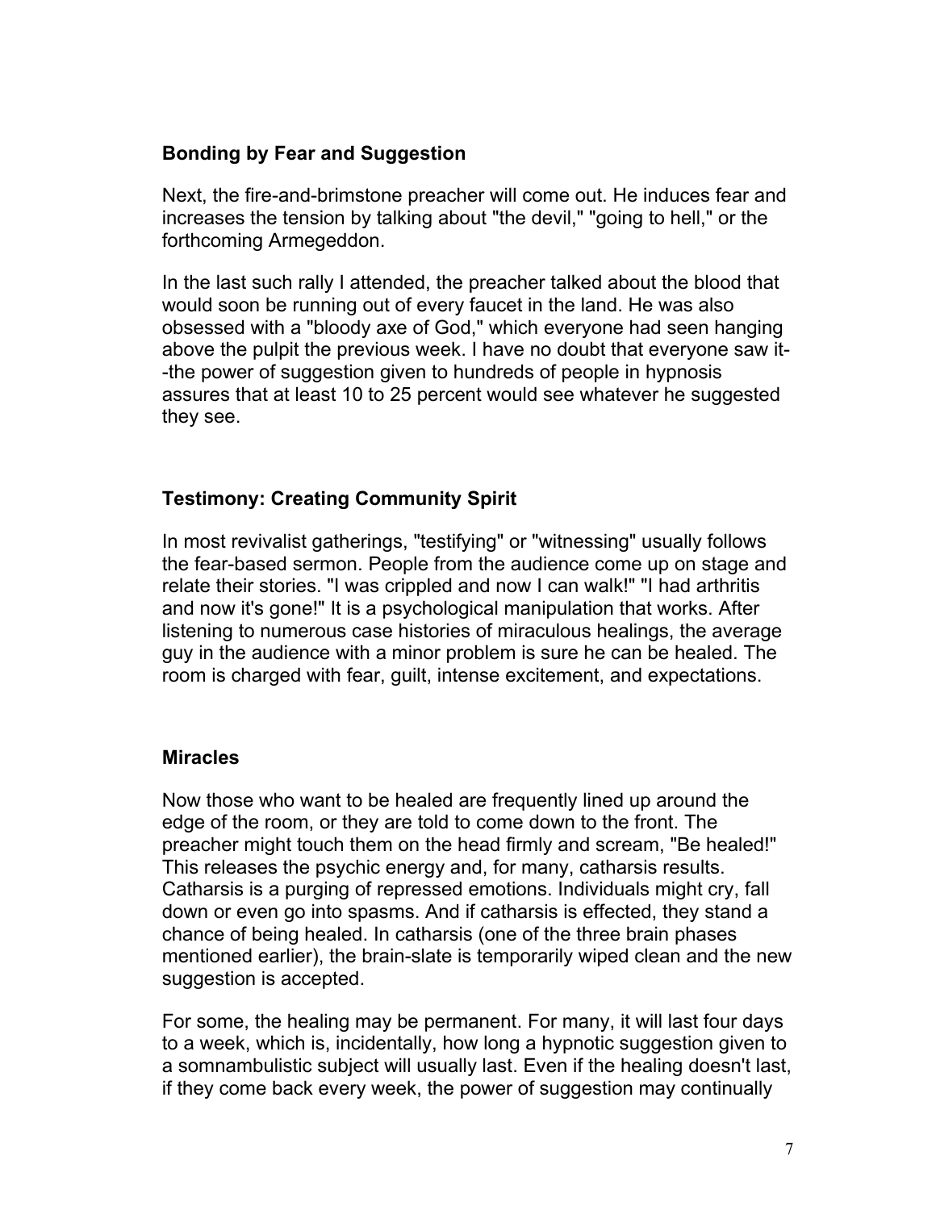### Bonding by Fear and Suggestion

Next, the fire-and-brimstone preacher will come out. He induces fear and increases the tension by talking about "the devil," "going to hell," or the forthcoming Armegeddon.

In the last such rally I attended, the preacher talked about the blood that would soon be running out of every faucet in the land. He was also obsessed with a "bloody axe of God," which everyone had seen hanging above the pulpit the previous week. I have no doubt that everyone saw it--the power of suggestion given to hundreds of people in hypnosis assures that at least 10 to 25 percent would see whatever he suggested they see.

### Testimony: Creating Community Spirit

In most revivalist gatherings, "testifying" or "witnessing" usually follows the fear-based sermon. People from the audience come up on stage and relate their stories. "I was crippled and now I can walk!" "I had arthritis and now it's gone!" It is a psychological manipulation that works. After listening to numerous case histories of miraculous healings, the average guy in the audience with a minor problem is sure he can be healed. The room is charged with fear, guilt, intense excitement, and expectations.

### Miracles

Now those who want to be healed are frequently lined up around the edge of the room, or they are told to come down to the front. The preacher might touch them on the head firmly and scream, "Be healed!" This releases the psychic energy and, for many, catharsis results. Catharsis is a purging of repressed emotions. Individuals might cry, fall down or even go into spasms. And if catharsis is effected, they stand a chance of being healed. In catharsis (one of the three brain phases mentioned earlier), the brain-slate is temporarily wiped clean and the new suggestion is accepted.

For some, the healing may be permanent. For many, it will last four days to a week, which is, incidentally, how long a hypnotic suggestion given to a somnambulistic subject will usually last. Even if the healing doesn't last, if they come back every week, the power of suggestion may continually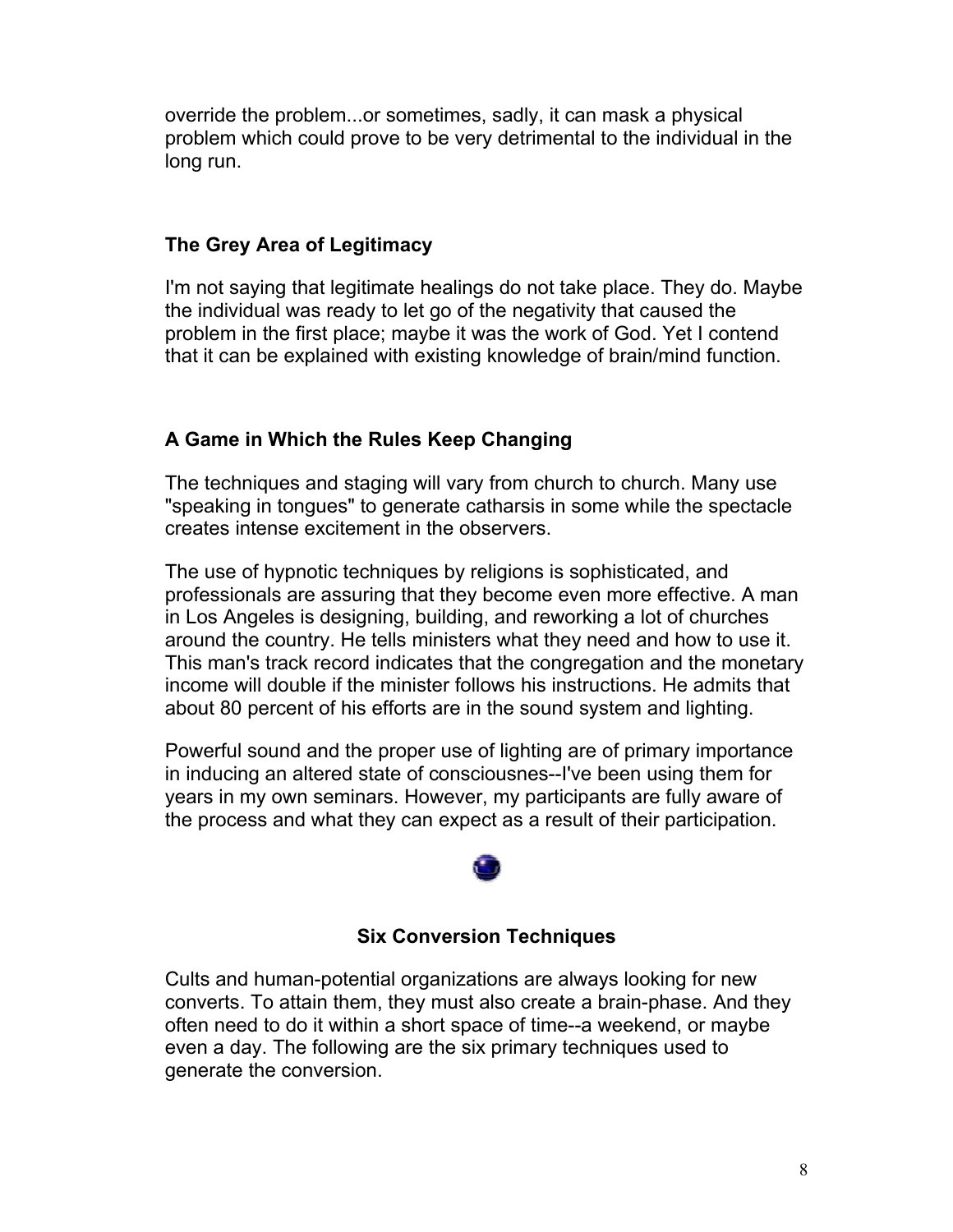override the problem...or sometimes, sadly, it can mask a physical problem which could prove to be very detrimental to the individual in the long run.

### The Grey Area of Legitimacy

I'm not saying that legitimate healings do not take place. They do. Maybe the individual was ready to let go of the negativity that caused the problem in the first place; maybe it was the work of God. Yet I contend that it can be explained with existing knowledge of brain/mind function.

### A Game in Which the Rules Keep Changing

The techniques and staging will vary from church to church. Many use "speaking in tongues" to generate catharsis in some while the spectacle creates intense excitement in the observers.

The use of hypnotic techniques by religions is sophisticated, and professionals are assuring that they become even more effective. A man in Los Angeles is designing, building, and reworking a lot of churches around the country. He tells ministers what they need and how to use it. This man's track record indicates that the congregation and the monetary income will double if the minister follows his instructions. He admits that about 80 percent of his efforts are in the sound system and lighting.

Powerful sound and the proper use of lighting are of primary importance in inducing an altered state of consciousnes--I've been using them for years in my own seminars. However, my participants are fully aware of the process and what they can expect as a result of their participation.

## Six Conversion Techniques

Cults and human-potential organizations are always looking for new converts. To attain them, they must also create a brain-phase. And they often need to do it within a short space of time--a weekend, or maybe even a day. The following are the six primary techniques used to generate the conversion.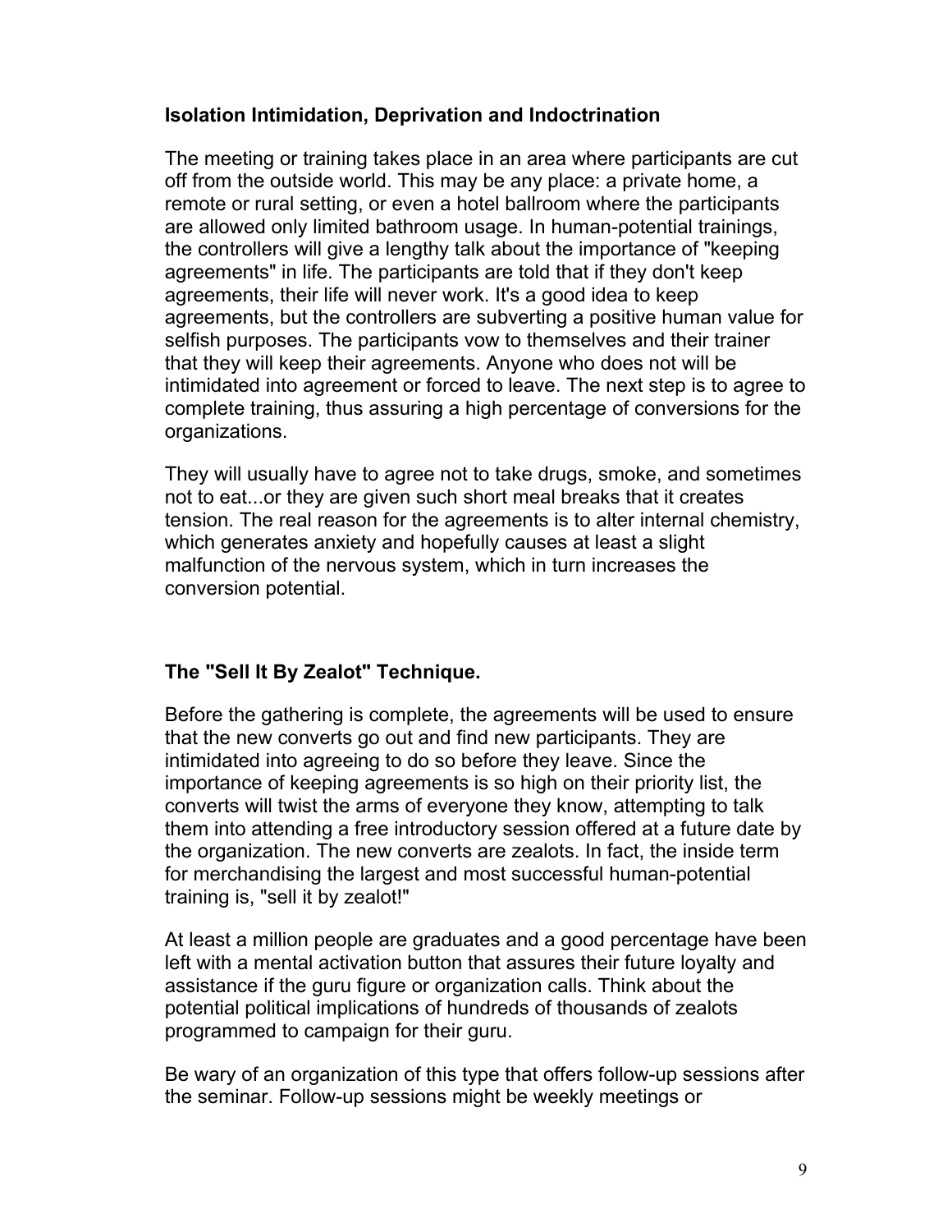**Isolation Intimidation, Deprivation and Indoctrination**

The meeting or training takes place in an area where participants are cut off from the outside world. This may be any place: a private home, a remote or rural setting, or even a hotel ballroom where the participants are allowed only limited bathroom usage. In human-potential trainings, the controllers will give a lengthy talk about the importance of "keeping agreements" in life. The participants are told that if they don't keep agreements, their life will never work. It's a good idea to keep agreements, but the controllers are subverting a positive human value for selfish purposes. The participants vow to themselves and their trainer that they will keep their agreements. Anyone who does not will be intimidated into agreement or forced to leave. The next step is to agree to complete training, thus assuring a high percentage of conversions for the organizations.

They will usually have to agree not to take drugs, smoke, and sometimes not to eat...or they are given such short meal breaks that it creates tension. The real reason for the agreements is to alter internal chemistry, which generates anxiety and hopefully causes at least a slight malfunction of the nervous system, which in turn increases the conversion potential.

**The "Sell It By Zealot" Technique.**

Before the gathering is complete, the agreements will be used to ensure that the new converts go out and find new participants. They are intimidated into agreeing to do so before they leave. Since the importance of keeping agreements is so high on their priority list, the converts will twist the arms of everyone they know, attempting to talk them into attending a free introductory session offered at a future date by the organization. The new converts are zealots. In fact, the inside term for merchandising the largest and most successful human-potential training is, "sell it by zealot!"

At least a million people are graduates and a good percentage have been left with a mental activation button that assures their future loyalty and assistance if the guru figure or organization calls. Think about the potential political implications of hundreds of thousands of zealots programmed to campaign for their guru.

Be wary of an organization of this type that offers follow-up sessions after the seminar. Follow-up sessions might be weekly meetings or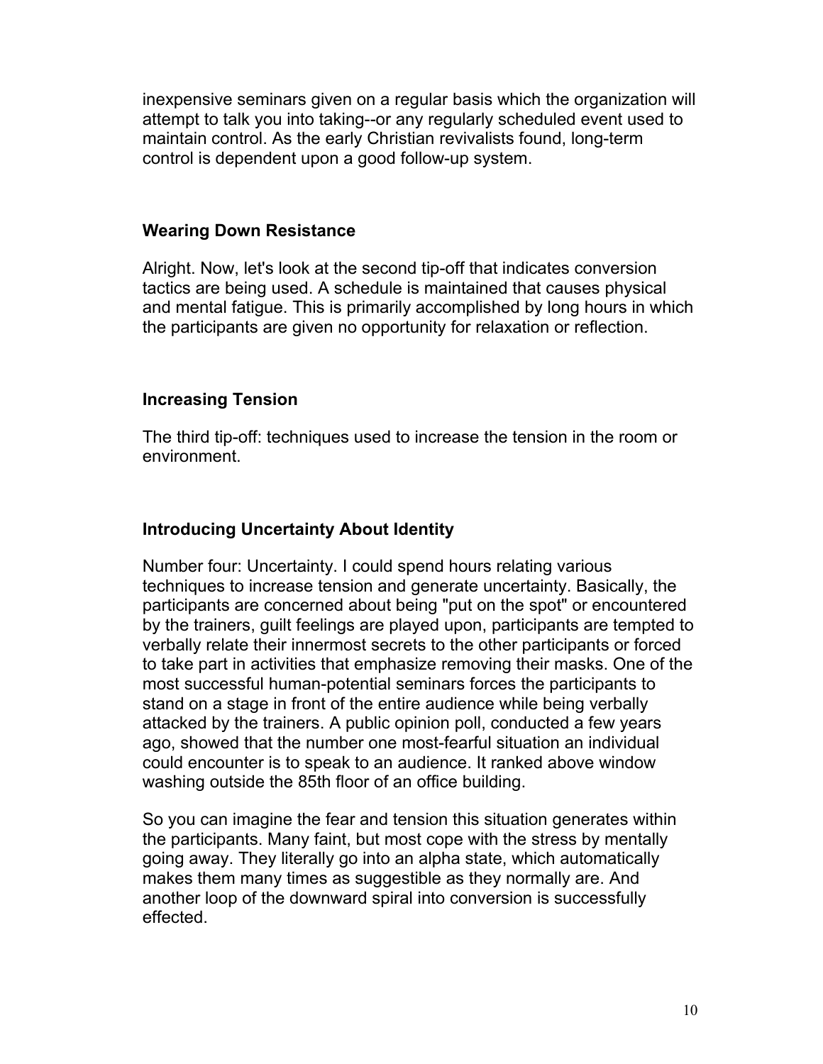inexpensive seminars given on a regular basis which the organization will attempt to talk you into taking--or any regularly scheduled event used to maintain control. As the early Christian revivalists found, long-term control is dependent upon a good follow-up system.

## Wearing Down Resistance

Alright. Now, let's look at the second tip-off that indicates conversion tactics are being used. A schedule is maintained that causes physical and mental fatigue. This is primarily accomplished by long hours in which the participants are given no opportunity for relaxation or reflection.

## Increasing Tension

The third tip-off: techniques used to increase the tension in the room or environment.

## Introducing Uncertainty About Identity

Number four: Uncertainty. I could spend hours relating various techniques to increase tension and generate uncertainty. Basically, the participants are concerned about being "put on the spot" or encountered by the trainers, guilt feelings are played upon, participants are tempted to verbally relate their innermost secrets to the other participants or forced to take part in activities that emphasize removing their masks. One of the most successful human-potential seminars forces the participants to stand on a stage in front of the entire audience while being verbally attacked by the trainers. A public opinion poll, conducted a few years ago, showed that the number one most-fearful situation an individual could encounter is to speak to an audience. It ranked above window washing outside the 85th floor of an office building.

So you can imagine the fear and tension this situation generates within the participants. Many faint, but most cope with the stress by mentally going away. They literally go into an alpha state, which automatically makes them many times as suggestible as they normally are. And another loop of the downward spiral into conversion is successfully effected.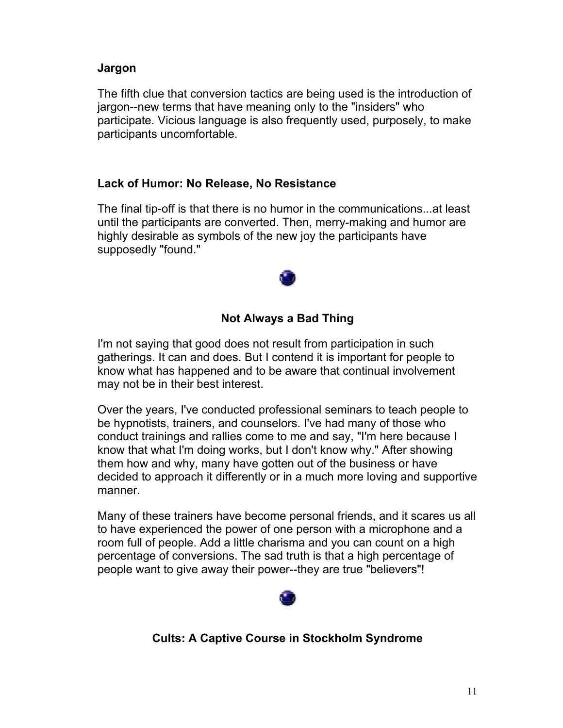### Jargon

The fifth clue that conversion tactics are being used is the introduction of jargon--new terms that have meaning only to the "insiders" who participate. Vicious language is also frequently used, purposely, to make participants uncomfortable.

### Lack of Humor: No Release, No Resistance

The final tip-off is that there is no humor in the communications...at least until the participants are converted. Then, merry-making and humor are highly desirable as symbols of the new joy the participants have supposedly "found."

## Not Always a Bad Thing

I'm not saying that good does not result from participation in such gatherings. It can and does. But I contend it is important for people to know what has happened and to be aware that continual involvement may not be in their best interest.

Over the years, I've conducted professional seminars to teach people to be hypnotists, trainers, and counselors. I've had many of those who conduct trainings and rallies come to me and say, "I'm here because I know that what I'm doing works, but I don't know why." After showing them how and why, many have gotten out of the business or have decided to approach it differently or in a much more loving and supportive manner.

Many of these trainers have become personal friends, and it scares us all to have experienced the power of one person with a microphone and a room full of people. Add a little charisma and you can count on a high percentage of conversions. The sad truth is that a high percentage of people want to give away their power--they are true "believers"!

## Cults: A Captive Course in Stockholm Syndrome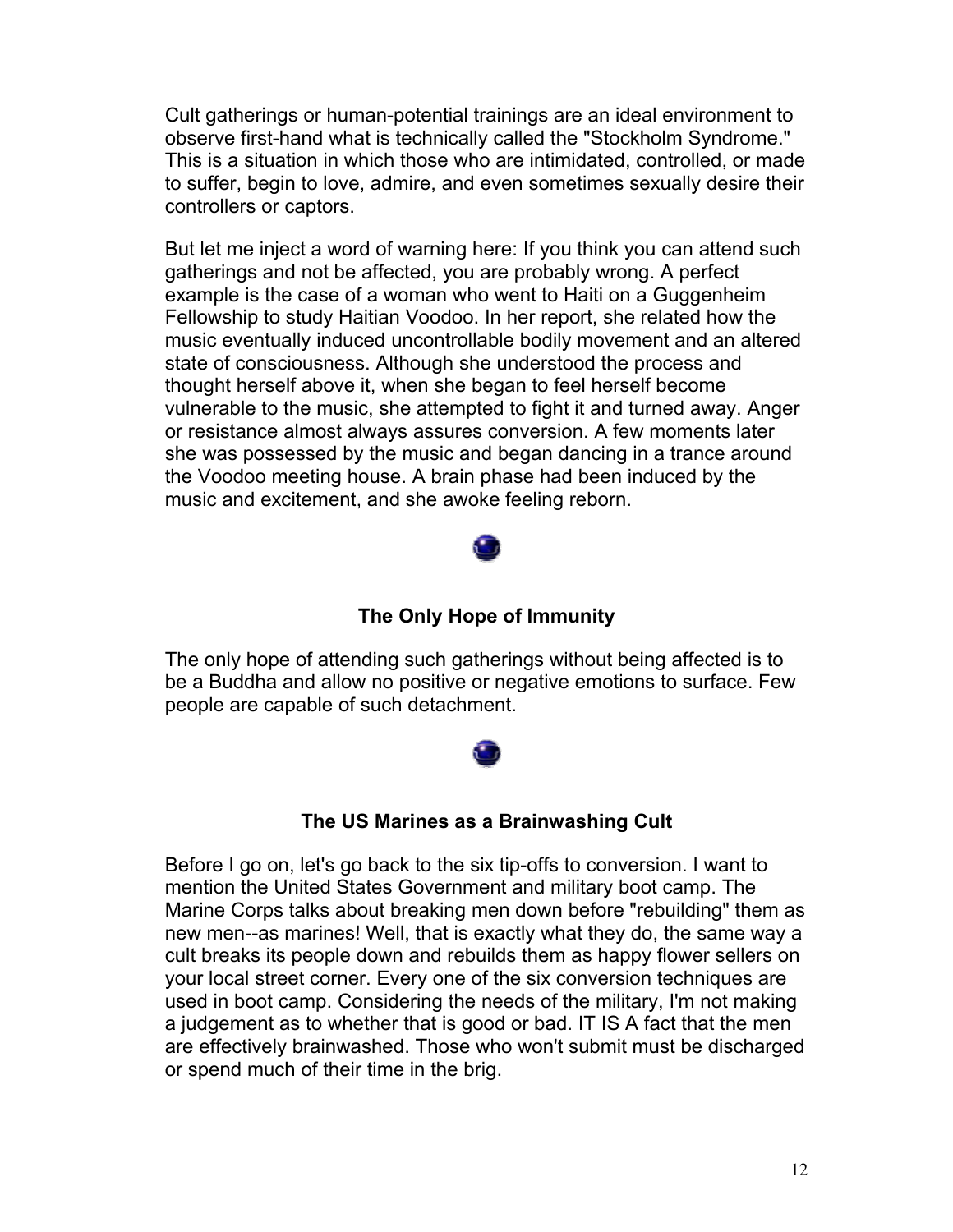Cult gatherings or human-potential trainings are an ideal environment to observe first-hand what is technically called the "Stockholm Syndrome." This is a situation in which those who are intimidated, controlled, or made to suffer, begin to love, admire, and even sometimes sexually desire their controllers or captors.

But let me inject a word of warning here: If you think you can attend such gatherings and not be affected, you are probably wrong. A perfect example is the case of a woman who went to Haiti on a Guggenheim Fellowship to study Haitian Voodoo. In her report, she related how the music eventually induced uncontrollable bodily movement and an altered state of consciousness. Although she understood the process and thought herself above it, when she began to feel herself become vulnerable to the music, she attempted to fight it and turned away. Anger or resistance almost always assures conversion. A few moments later she was possessed by the music and began dancing in a trance around the Voodoo meeting house. A brain phase had been induced by the music and excitement, and she awoke feeling reborn.

## The Only Hope of Immunity

The only hope of attending such gatherings without being affected is to be a Buddha and allow no positive or negative emotions to surface. Few people are capable of such detachment.

## The US Marines as a Brainwashing Cult

Before I go on, let's go back to the six tip-offs to conversion. I want to mention the United States Government and military boot camp. The Marine Corps talks about breaking men down before "rebuilding" them as new men--as marines! Well, that is exactly what they do, the same way a cult breaks its people down and rebuilds them as happy flower sellers on your local street corner. Every one of the six conversion techniques are used in boot camp. Considering the needs of the military, I'm not making a judgement as to whether that is good or bad. IT IS A fact that the men are effectively brainwashed. Those who won't submit must be discharged or spend much of their time in the brig.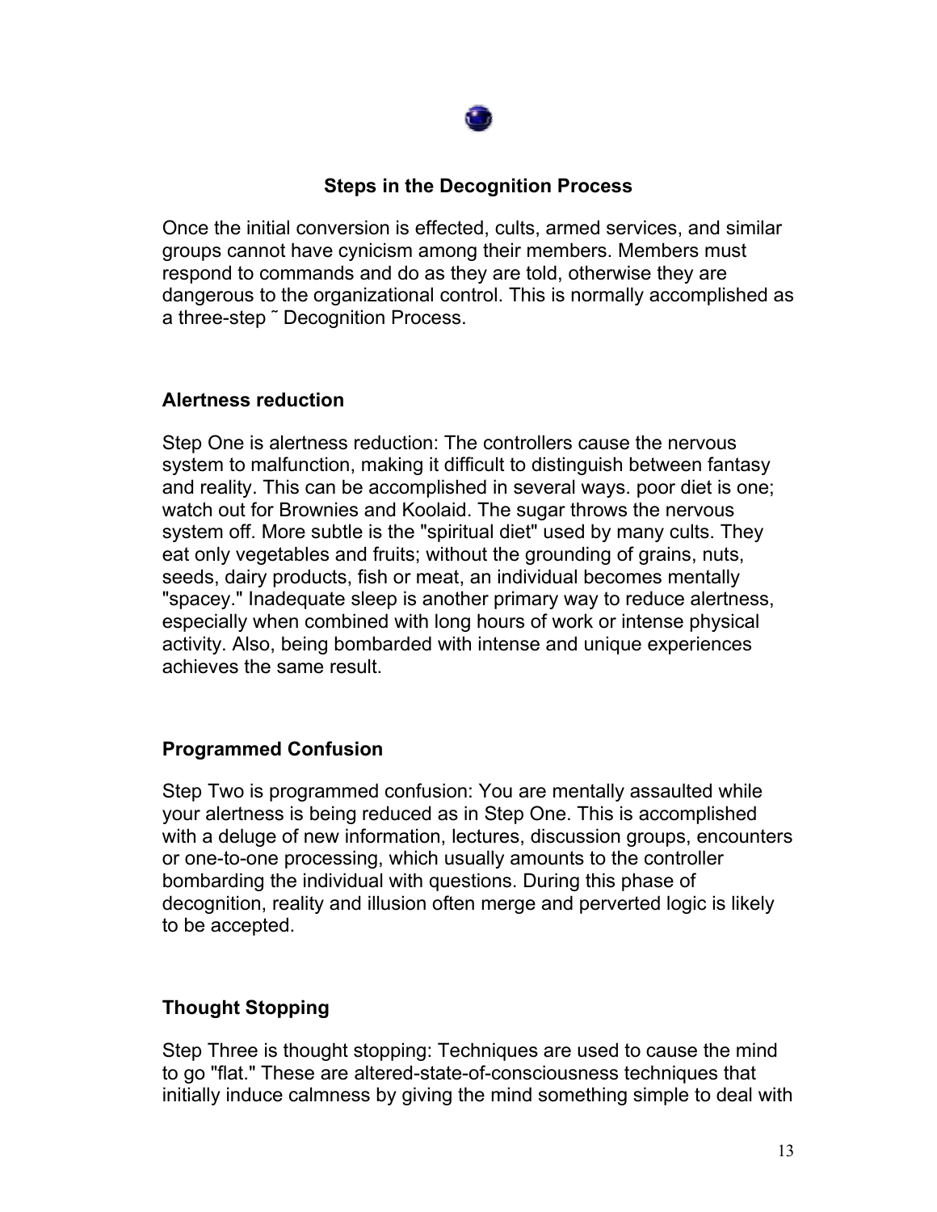## Steps in the Decognition Process

Once the initial conversion is effected, cults, armed services, and similar groups cannot have cynicism among their members. Members must respond to commands and do as they are told, otherwise they are dangerous to the organizational control. This is normally accomplished as a three-step ˜ Decognition Process.

### Alertness reduction

Step One is alertness reduction: The controllers cause the nervous system to malfunction, making it difficult to distinguish between fantasy and reality. This can be accomplished in several ways. poor diet is one; watch out for Brownies and Koolaid. The sugar throws the nervous system off. More subtle is the "spiritual diet" used by many cults. They eat only vegetables and fruits; without the grounding of grains, nuts, seeds, dairy products, fish or meat, an individual becomes mentally "spacey." Inadequate sleep is another primary way to reduce alertness, especially when combined with long hours of work or intense physical activity. Also, being bombarded with intense and unique experiences achieves the same result.

### Programmed Confusion

Step Two is programmed confusion: You are mentally assaulted while your alertness is being reduced as in Step One. This is accomplished with a deluge of new information, lectures, discussion groups, encounters or one-to-one processing, which usually amounts to the controller bombarding the individual with questions. During this phase of decognition, reality and illusion often merge and perverted logic is likely to be accepted.

### Thought Stopping

Step Three is thought stopping: Techniques are used to cause the mind to go "flat." These are altered-state-of-consciousness techniques that initially induce calmness by giving the mind something simple to deal with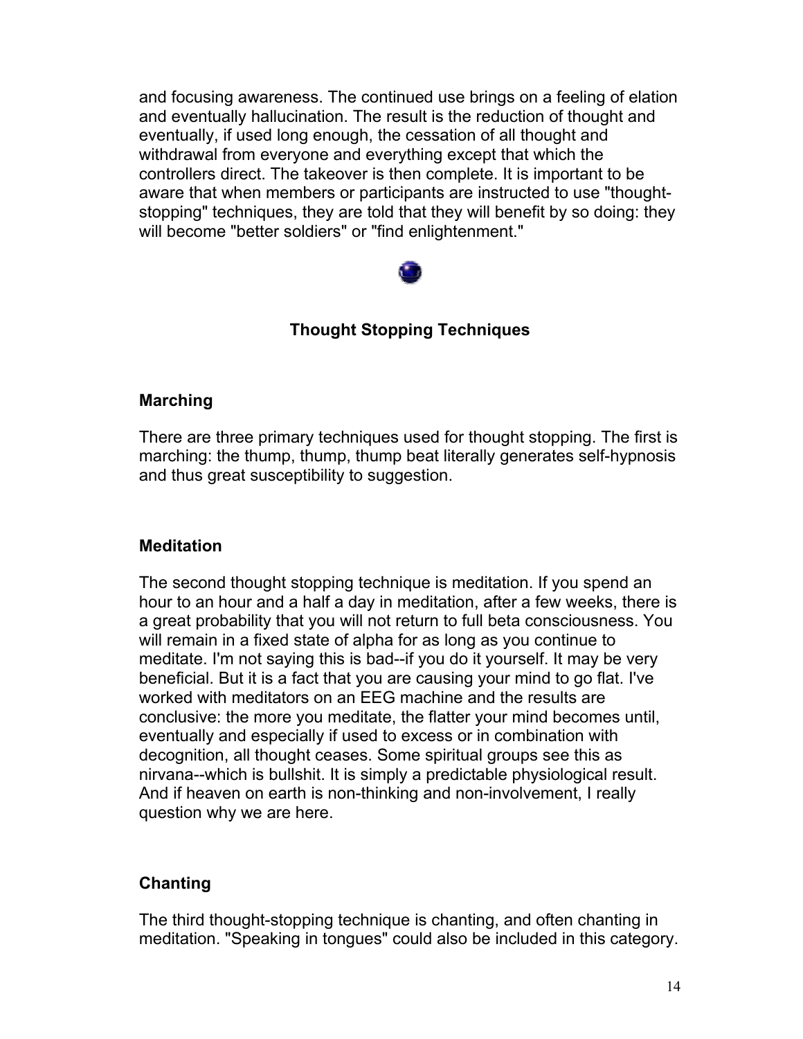and focusing awareness. The continued use brings on a feeling of elation and eventually hallucination. The result is the reduction of thought and eventually, if used long enough, the cessation of all thought and withdrawal from everyone and everything except that which the controllers direct. The takeover is then complete. It is important to be aware that when members or participants are instructed to use "thought-stopping" techniques, they are told that they will benefit by so doing: they will become "better soldiers" or "find enlightenment."

## Thought Stopping Techniques

### Marching

There are three primary techniques used for thought stopping. The first is marching: the thump, thump, thump beat literally generates self-hypnosis and thus great susceptibility to suggestion.

### Meditation

The second thought stopping technique is meditation. If you spend an hour to an hour and a half a day in meditation, after a few weeks, there is a great probability that you will not return to full beta consciousness. You will remain in a fixed state of alpha for as long as you continue to meditate. I'm not saying this is bad--if you do it yourself. It may be very beneficial. But it is a fact that you are causing your mind to go flat. I've worked with meditators on an EEG machine and the results are conclusive: the more you meditate, the flatter your mind becomes until, eventually and especially if used to excess or in combination with decognition, all thought ceases. Some spiritual groups see this as nirvana--which is bullshit. It is simply a predictable physiological result. And if heaven on earth is non-thinking and non-involvement, I really question why we are here.

### Chanting

The third thought-stopping technique is chanting, and often chanting in meditation. "Speaking in tongues" could also be included in this category.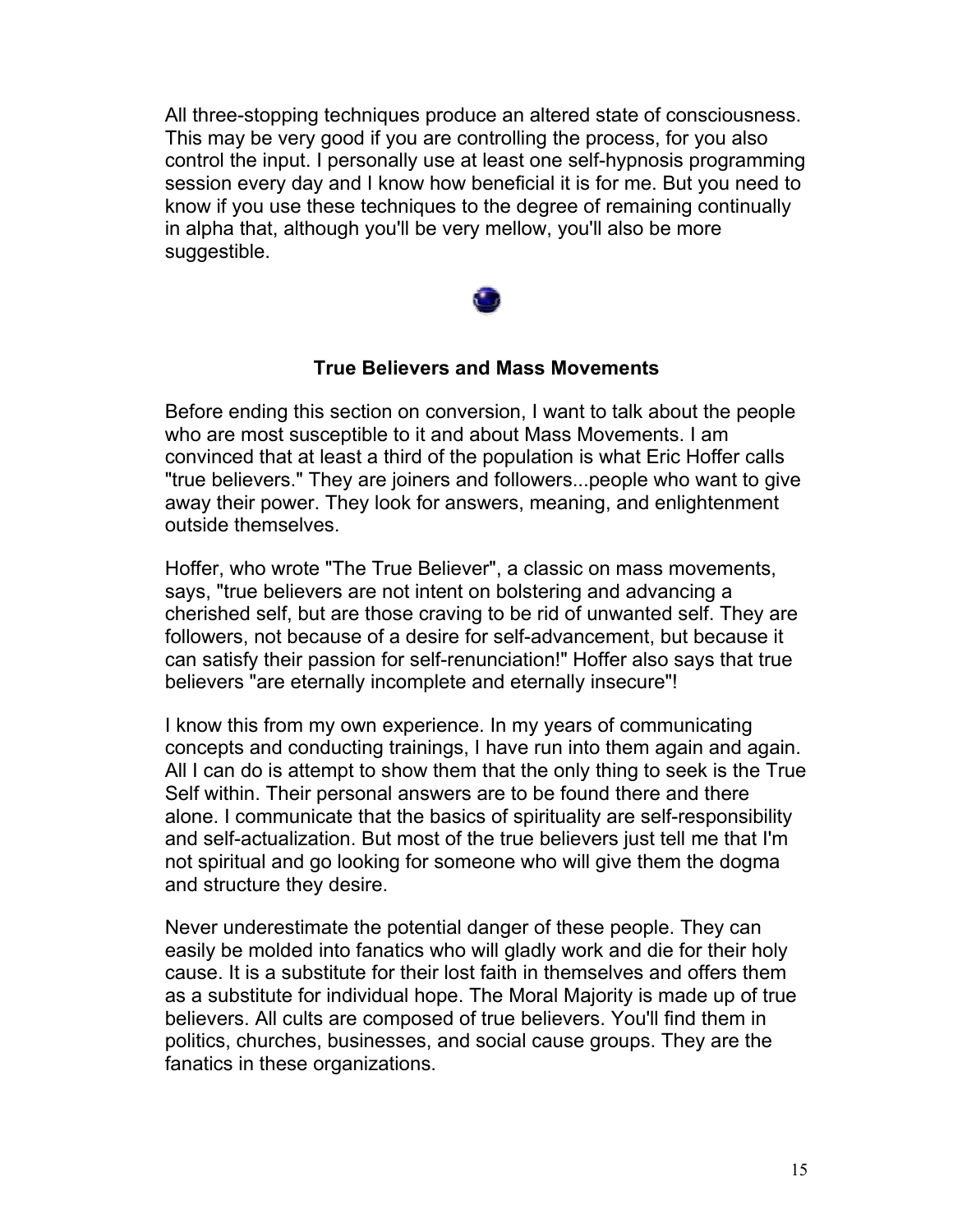All three-stopping techniques produce an altered state of consciousness. This may be very good if you are controlling the process, for you also control the input. I personally use at least one self-hypnosis programming session every day and I know how beneficial it is for me. But you need to know if you use these techniques to the degree of remaining continually in alpha that, although you'll be very mellow, you'll also be more suggestible.

### True Believers and Mass Movements

Before ending this section on conversion, I want to talk about the people who are most susceptible to it and about Mass Movements. I am convinced that at least a third of the population is what Eric Hoffer calls "true believers." They are joiners and followers...people who want to give away their power. They look for answers, meaning, and enlightenment outside themselves.

Hoffer, who wrote "The True Believer", a classic on mass movements, says, "true believers are not intent on bolstering and advancing a cherished self, but are those craving to be rid of unwanted self. They are followers, not because of a desire for self-advancement, but because it can satisfy their passion for self-renunciation!" Hoffer also says that true believers "are eternally incomplete and eternally insecure"!

I know this from my own experience. In my years of communicating concepts and conducting trainings, I have run into them again and again. All I can do is attempt to show them that the only thing to seek is the True Self within. Their personal answers are to be found there and there alone. I communicate that the basics of spirituality are self-responsibility and self-actualization. But most of the true believers just tell me that I'm not spiritual and go looking for someone who will give them the dogma and structure they desire.

Never underestimate the potential danger of these people. They can easily be molded into fanatics who will gladly work and die for their holy cause. It is a substitute for their lost faith in themselves and offers them as a substitute for individual hope. The Moral Majority is made up of true believers. All cults are composed of true believers. You'll find them in politics, churches, businesses, and social cause groups. They are the fanatics in these organizations.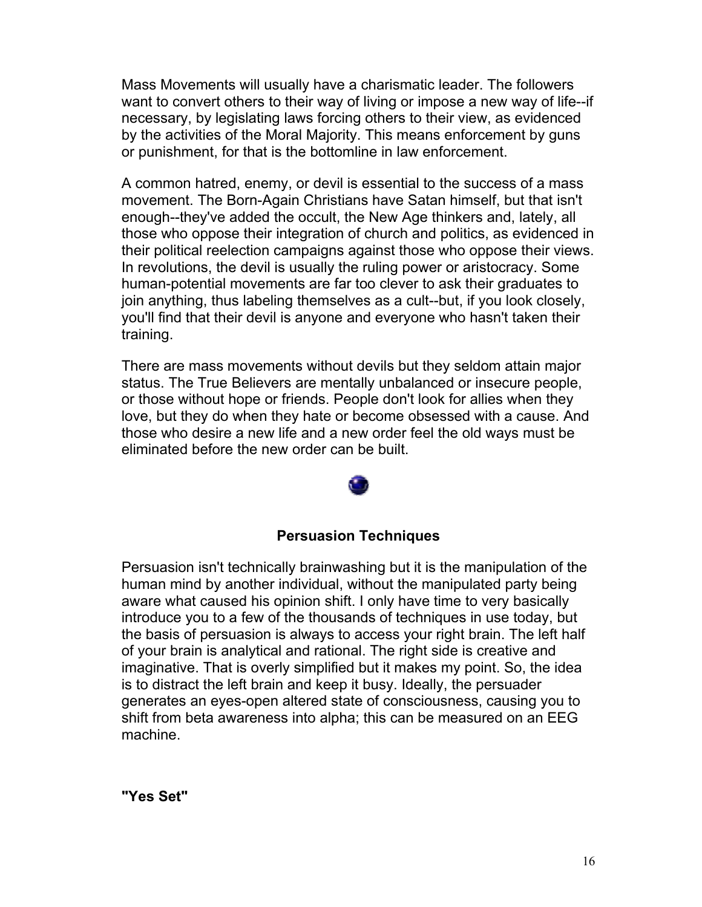Mass Movements will usually have a charismatic leader. The followers want to convert others to their way of living or impose a new way of life--if necessary, by legislating laws forcing others to their view, as evidenced by the activities of the Moral Majority. This means enforcement by guns or punishment, for that is the bottomline in law enforcement.

A common hatred, enemy, or devil is essential to the success of a mass movement. The Born-Again Christians have Satan himself, but that isn't enough--they've added the occult, the New Age thinkers and, lately, all those who oppose their integration of church and politics, as evidenced in their political reelection campaigns against those who oppose their views. In revolutions, the devil is usually the ruling power or aristocracy. Some human-potential movements are far too clever to ask their graduates to join anything, thus labeling themselves as a cult--but, if you look closely, you'll find that their devil is anyone and everyone who hasn't taken their training.

There are mass movements without devils but they seldom attain major status. The True Believers are mentally unbalanced or insecure people, or those without hope or friends. People don't look for allies when they love, but they do when they hate or become obsessed with a cause. And those who desire a new life and a new order feel the old ways must be eliminated before the new order can be built.

### Persuasion Techniques

Persuasion isn't technically brainwashing but it is the manipulation of the human mind by another individual, without the manipulated party being aware what caused his opinion shift. I only have time to very basically introduce you to a few of the thousands of techniques in use today, but the basis of persuasion is always to access your right brain. The left half of your brain is analytical and rational. The right side is creative and imaginative. That is overly simplified but it makes my point. So, the idea is to distract the left brain and keep it busy. Ideally, the persuader generates an eyes-open altered state of consciousness, causing you to shift from beta awareness into alpha; this can be measured on an EEG machine.

**"Yes Set"**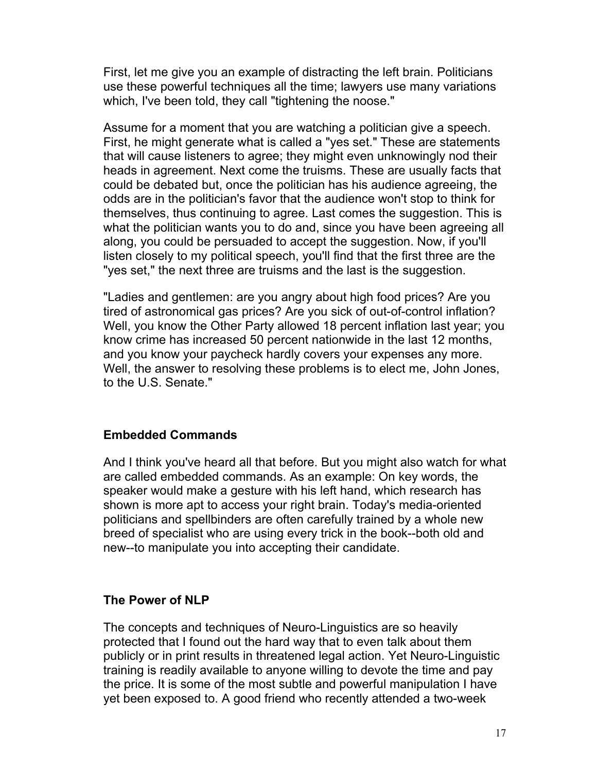First, let me give you an example of distracting the left brain. Politicians use these powerful techniques all the time; lawyers use many variations which, I've been told, they call "tightening the noose."

Assume for a moment that you are watching a politician give a speech. First, he might generate what is called a "yes set." These are statements that will cause listeners to agree; they might even unknowingly nod their heads in agreement. Next come the truisms. These are usually facts that could be debated but, once the politician has his audience agreeing, the odds are in the politician's favor that the audience won't stop to think for themselves, thus continuing to agree. Last comes the suggestion. This is what the politician wants you to do and, since you have been agreeing all along, you could be persuaded to accept the suggestion. Now, if you'll listen closely to my political speech, you'll find that the first three are the "yes set," the next three are truisms and the last is the suggestion.

"Ladies and gentlemen: are you angry about high food prices? Are you tired of astronomical gas prices? Are you sick of out-of-control inflation? Well, you know the Other Party allowed 18 percent inflation last year; you know crime has increased 50 percent nationwide in the last 12 months, and you know your paycheck hardly covers your expenses any more. Well, the answer to resolving these problems is to elect me, John Jones, to the U.S. Senate."

### Embedded Commands

And I think you've heard all that before. But you might also watch for what are called embedded commands. As an example: On key words, the speaker would make a gesture with his left hand, which research has shown is more apt to access your right brain. Today's media-oriented politicians and spellbinders are often carefully trained by a whole new breed of specialist who are using every trick in the book--both old and new--to manipulate you into accepting their candidate.

### The Power of NLP

The concepts and techniques of Neuro-Linguistics are so heavily protected that I found out the hard way that to even talk about them publicly or in print results in threatened legal action. Yet Neuro-Linguistic training is readily available to anyone willing to devote the time and pay the price. It is some of the most subtle and powerful manipulation I have yet been exposed to. A good friend who recently attended a two-week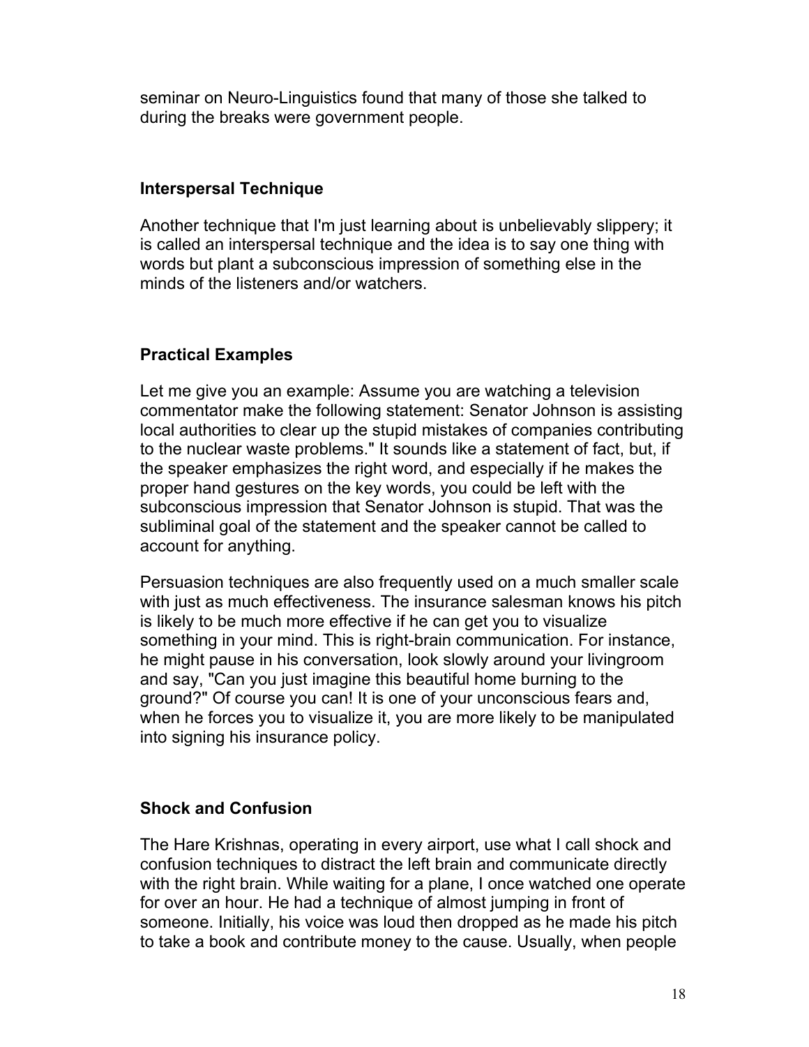seminar on Neuro-Linguistics found that many of those she talked to during the breaks were government people.

### Interspersal Technique

Another technique that I'm just learning about is unbelievably slippery; it is called an interspersal technique and the idea is to say one thing with words but plant a subconscious impression of something else in the minds of the listeners and/or watchers.

### Practical Examples

Let me give you an example: Assume you are watching a television commentator make the following statement: Senator Johnson is assisting local authorities to clear up the stupid mistakes of companies contributing to the nuclear waste problems." It sounds like a statement of fact, but, if the speaker emphasizes the right word, and especially if he makes the proper hand gestures on the key words, you could be left with the subconscious impression that Senator Johnson is stupid. That was the subliminal goal of the statement and the speaker cannot be called to account for anything.

Persuasion techniques are also frequently used on a much smaller scale with just as much effectiveness. The insurance salesman knows his pitch is likely to be much more effective if he can get you to visualize something in your mind. This is right-brain communication. For instance, he might pause in his conversation, look slowly around your livingroom and say, "Can you just imagine this beautiful home burning to the ground?" Of course you can! It is one of your unconscious fears and, when he forces you to visualize it, you are more likely to be manipulated into signing his insurance policy.

### Shock and Confusion

The Hare Krishnas, operating in every airport, use what I call shock and confusion techniques to distract the left brain and communicate directly with the right brain. While waiting for a plane, I once watched one operate for over an hour. He had a technique of almost jumping in front of someone. Initially, his voice was loud then dropped as he made his pitch to take a book and contribute money to the cause. Usually, when people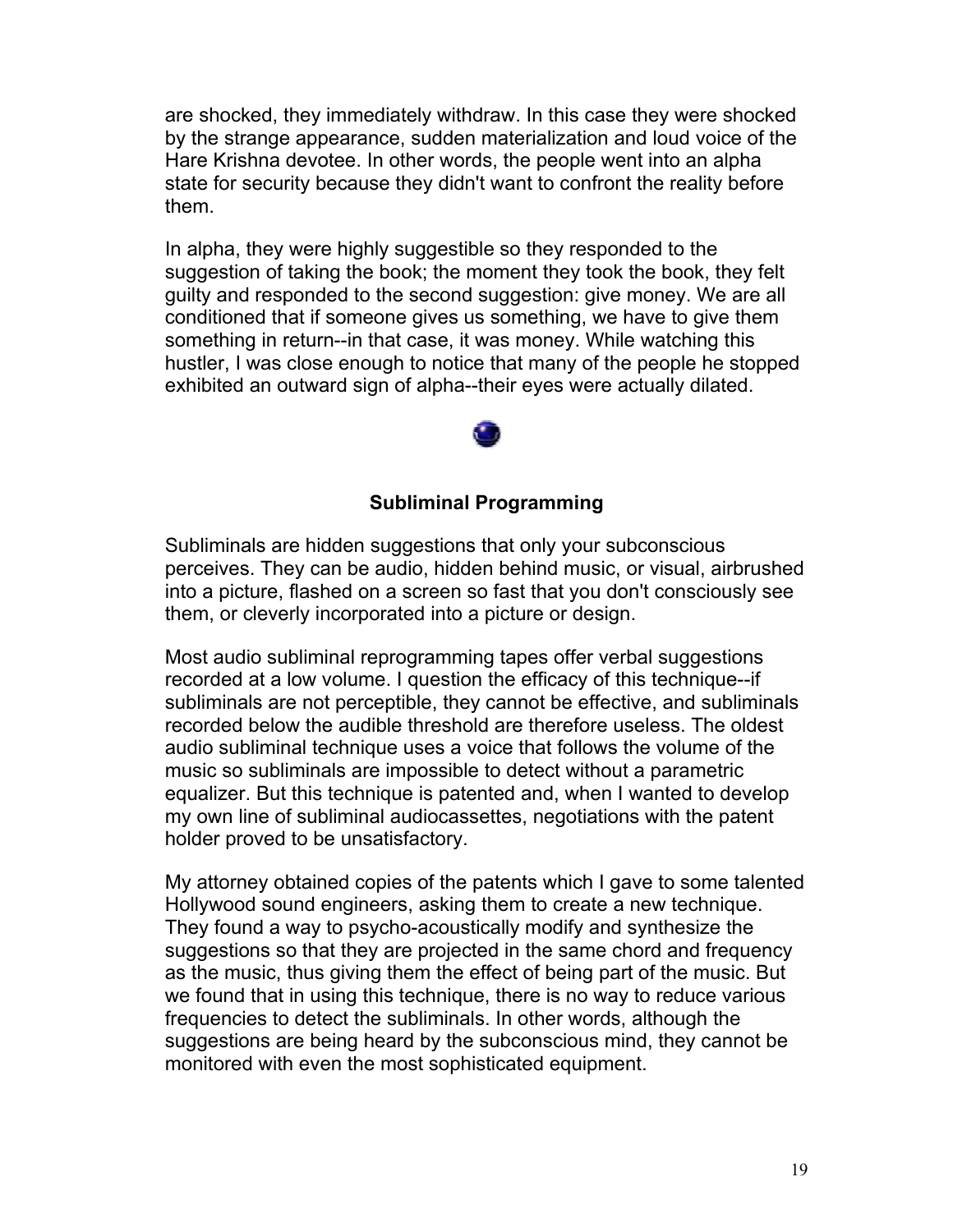are shocked, they immediately withdraw. In this case they were shocked by the strange appearance, sudden materialization and loud voice of the Hare Krishna devotee. In other words, the people went into an alpha state for security because they didn't want to confront the reality before them.

In alpha, they were highly suggestible so they responded to the suggestion of taking the book; the moment they took the book, they felt guilty and responded to the second suggestion: give money. We are all conditioned that if someone gives us something, we have to give them something in return--in that case, it was money. While watching this hustler, I was close enough to notice that many of the people he stopped exhibited an outward sign of alpha--their eyes were actually dilated.

### Subliminal Programming

Subliminals are hidden suggestions that only your subconscious perceives. They can be audio, hidden behind music, or visual, airbrushed into a picture, flashed on a screen so fast that you don't consciously see them, or cleverly incorporated into a picture or design.

Most audio subliminal reprogramming tapes offer verbal suggestions recorded at a low volume. I question the efficacy of this technique--if subliminals are not perceptible, they cannot be effective, and subliminals recorded below the audible threshold are therefore useless. The oldest audio subliminal technique uses a voice that follows the volume of the music so subliminals are impossible to detect without a parametric equalizer. But this technique is patented and, when I wanted to develop my own line of subliminal audiocassettes, negotiations with the patent holder proved to be unsatisfactory.

My attorney obtained copies of the patents which I gave to some talented Hollywood sound engineers, asking them to create a new technique. They found a way to psycho-acoustically modify and synthesize the suggestions so that they are projected in the same chord and frequency as the music, thus giving them the effect of being part of the music. But we found that in using this technique, there is no way to reduce various frequencies to detect the subliminals. In other words, although the suggestions are being heard by the subconscious mind, they cannot be monitored with even the most sophisticated equipment.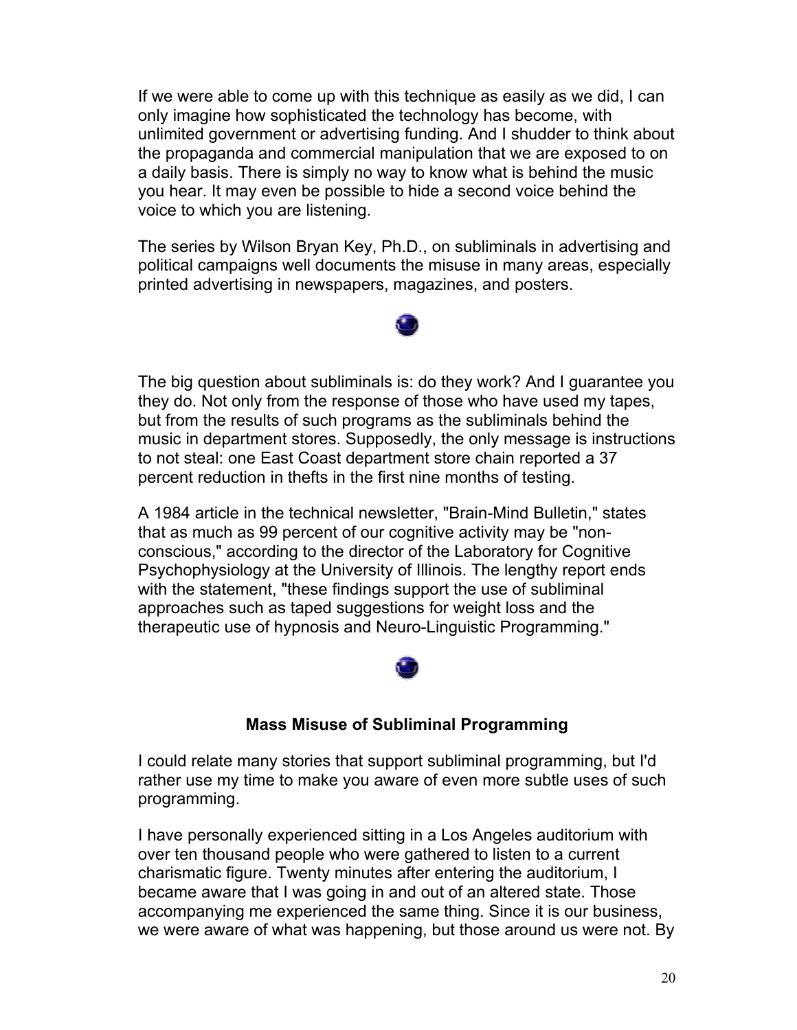If we were able to come up with this technique as easily as we did, I can only imagine how sophisticated the technology has become, with unlimited government or advertising funding. And I shudder to think about the propaganda and commercial manipulation that we are exposed to on a daily basis. There is simply no way to know what is behind the music you hear. It may even be possible to hide a second voice behind the voice to which you are listening.

The series by Wilson Bryan Key, Ph.D., on subliminals in advertising and political campaigns well documents the misuse in many areas, especially printed advertising in newspapers, magazines, and posters.

The big question about subliminals is: do they work? And I guarantee you they do. Not only from the response of those who have used my tapes, but from the results of such programs as the subliminals behind the music in department stores. Supposedly, the only message is instructions to not steal: one East Coast department store chain reported a 37 percent reduction in thefts in the first nine months of testing.

A 1984 article in the technical newsletter, "Brain-Mind Bulletin," states that as much as 99 percent of our cognitive activity may be "non-conscious," according to the director of the Laboratory for Cognitive Psychophysiology at the University of Illinois. The lengthy report ends with the statement, "these findings support the use of subliminal approaches such as taped suggestions for weight loss and the therapeutic use of hypnosis and Neuro-Linguistic Programming."

### Mass Misuse of Subliminal Programming

I could relate many stories that support subliminal programming, but I'd rather use my time to make you aware of even more subtle uses of such programming.

I have personally experienced sitting in a Los Angeles auditorium with over ten thousand people who were gathered to listen to a current charismatic figure. Twenty minutes after entering the auditorium, I became aware that I was going in and out of an altered state. Those accompanying me experienced the same thing. Since it is our business, we were aware of what was happening, but those around us were not. By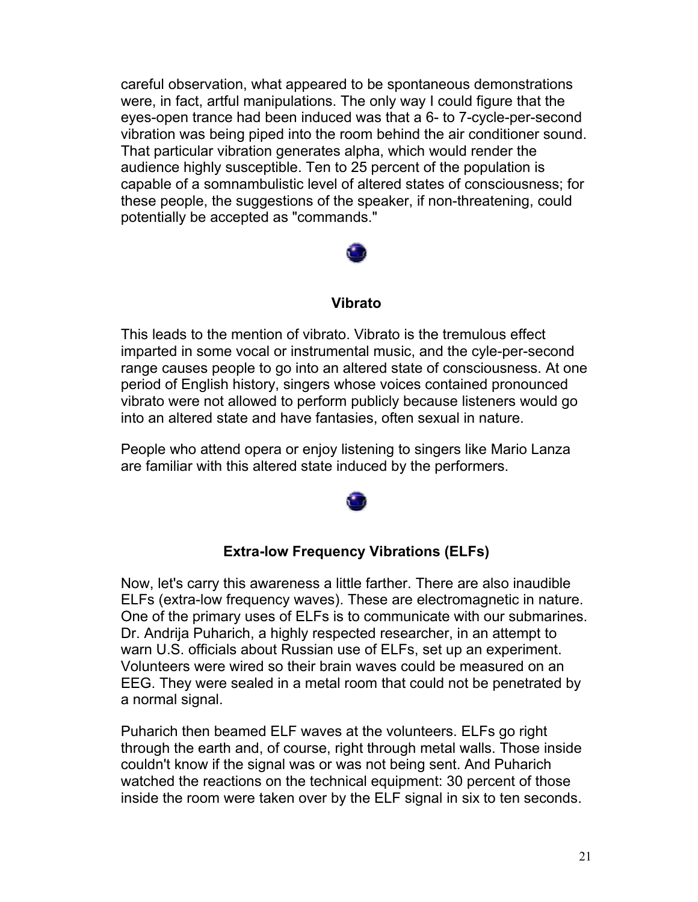careful observation, what appeared to be spontaneous demonstrations were, in fact, artful manipulations. The only way I could figure that the eyes-open trance had been induced was that a 6- to 7-cycle-per-second vibration was being piped into the room behind the air conditioner sound. That particular vibration generates alpha, which would render the audience highly susceptible. Ten to 25 percent of the population is capable of a somnambulistic level of altered states of consciousness; for these people, the suggestions of the speaker, if non-threatening, could potentially be accepted as "commands."

### Vibrato

This leads to the mention of vibrato. Vibrato is the tremulous effect imparted in some vocal or instrumental music, and the cyle-per-second range causes people to go into an altered state of consciousness. At one period of English history, singers whose voices contained pronounced vibrato were not allowed to perform publicly because listeners would go into an altered state and have fantasies, often sexual in nature.

People who attend opera or enjoy listening to singers like Mario Lanza are familiar with this altered state induced by the performers.

### Extra-low Frequency Vibrations (ELFs)

Now, let's carry this awareness a little farther. There are also inaudible ELFs (extra-low frequency waves). These are electromagnetic in nature. One of the primary uses of ELFs is to communicate with our submarines. Dr. Andrija Puharich, a highly respected researcher, in an attempt to warn U.S. officials about Russian use of ELFs, set up an experiment. Volunteers were wired so their brain waves could be measured on an EEG. They were sealed in a metal room that could not be penetrated by a normal signal.

Puharich then beamed ELF waves at the volunteers. ELFs go right through the earth and, of course, right through metal walls. Those inside couldn't know if the signal was or was not being sent. And Puharich watched the reactions on the technical equipment: 30 percent of those inside the room were taken over by the ELF signal in six to ten seconds.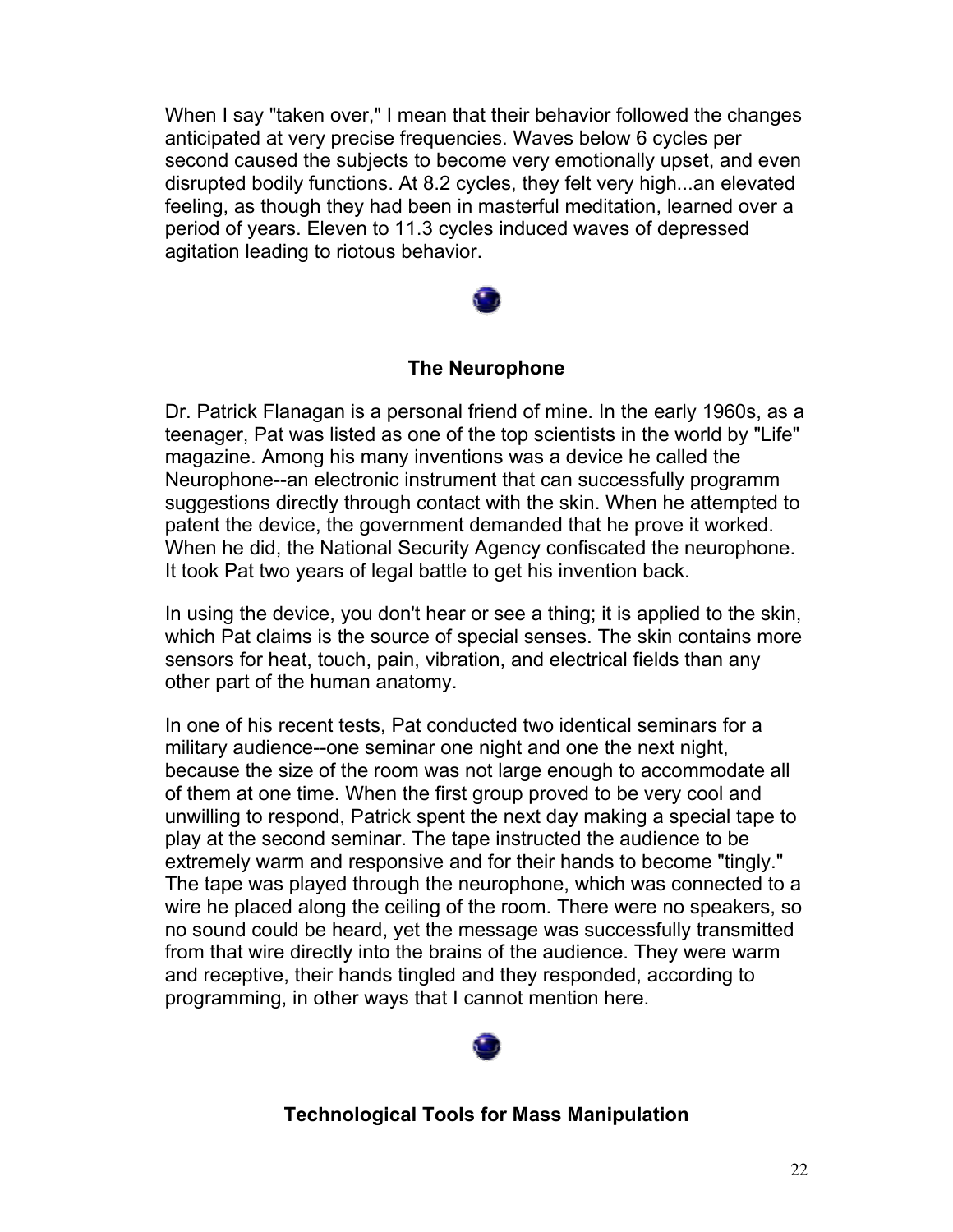When I say "taken over," I mean that their behavior followed the changes anticipated at very precise frequencies. Waves below 6 cycles per second caused the subjects to become very emotionally upset, and even disrupted bodily functions. At 8.2 cycles, they felt very high...an elevated feeling, as though they had been in masterful meditation, learned over a period of years. Eleven to 11.3 cycles induced waves of depressed agitation leading to riotous behavior.

### The Neurophone

Dr. Patrick Flanagan is a personal friend of mine. In the early 1960s, as a teenager, Pat was listed as one of the top scientists in the world by "Life" magazine. Among his many inventions was a device he called the Neurophone--an electronic instrument that can successfully programm suggestions directly through contact with the skin. When he attempted to patent the device, the government demanded that he prove it worked. When he did, the National Security Agency confiscated the neurophone. It took Pat two years of legal battle to get his invention back.

In using the device, you don't hear or see a thing; it is applied to the skin, which Pat claims is the source of special senses. The skin contains more sensors for heat, touch, pain, vibration, and electrical fields than any other part of the human anatomy.

In one of his recent tests, Pat conducted two identical seminars for a military audience--one seminar one night and one the next night, because the size of the room was not large enough to accommodate all of them at one time. When the first group proved to be very cool and unwilling to respond, Patrick spent the next day making a special tape to play at the second seminar. The tape instructed the audience to be extremely warm and responsive and for their hands to become "tingly." The tape was played through the neurophone, which was connected to a wire he placed along the ceiling of the room. There were no speakers, so no sound could be heard, yet the message was successfully transmitted from that wire directly into the brains of the audience. They were warm and receptive, their hands tingled and they responded, according to programming, in other ways that I cannot mention here.

### Technological Tools for Mass Manipulation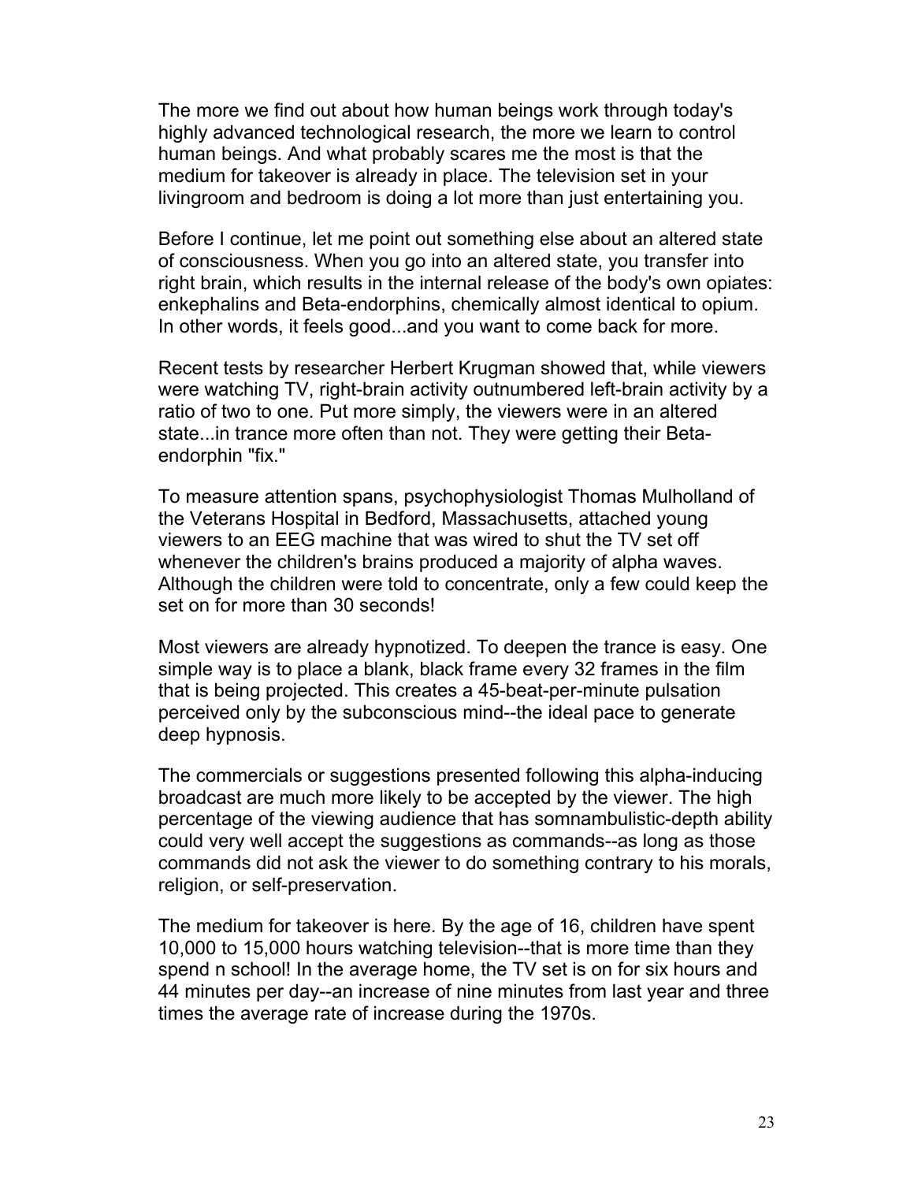The more we find out about how human beings work through today's highly advanced technological research, the more we learn to control human beings. And what probably scares me the most is that the medium for takeover is already in place. The television set in your livingroom and bedroom is doing a lot more than just entertaining you.

Before I continue, let me point out something else about an altered state of consciousness. When you go into an altered state, you transfer into right brain, which results in the internal release of the body's own opiates: enkephalins and Beta-endorphins, chemically almost identical to opium. In other words, it feels good...and you want to come back for more.

Recent tests by researcher Herbert Krugman showed that, while viewers were watching TV, right-brain activity outnumbered left-brain activity by a ratio of two to one. Put more simply, the viewers were in an altered state...in trance more often than not. They were getting their Beta-endorphin "fix."

To measure attention spans, psychophysiologist Thomas Mulholland of the Veterans Hospital in Bedford, Massachusetts, attached young viewers to an EEG machine that was wired to shut the TV set off whenever the children's brains produced a majority of alpha waves. Although the children were told to concentrate, only a few could keep the set on for more than 30 seconds!

Most viewers are already hypnotized. To deepen the trance is easy. One simple way is to place a blank, black frame every 32 frames in the film that is being projected. This creates a 45-beat-per-minute pulsation perceived only by the subconscious mind--the ideal pace to generate deep hypnosis.

The commercials or suggestions presented following this alpha-inducing broadcast are much more likely to be accepted by the viewer. The high percentage of the viewing audience that has somnambulistic-depth ability could very well accept the suggestions as commands--as long as those commands did not ask the viewer to do something contrary to his morals, religion, or self-preservation.

The medium for takeover is here. By the age of 16, children have spent 10,000 to 15,000 hours watching television--that is more time than they spend n school! In the average home, the TV set is on for six hours and 44 minutes per day--an increase of nine minutes from last year and three times the average rate of increase during the 1970s.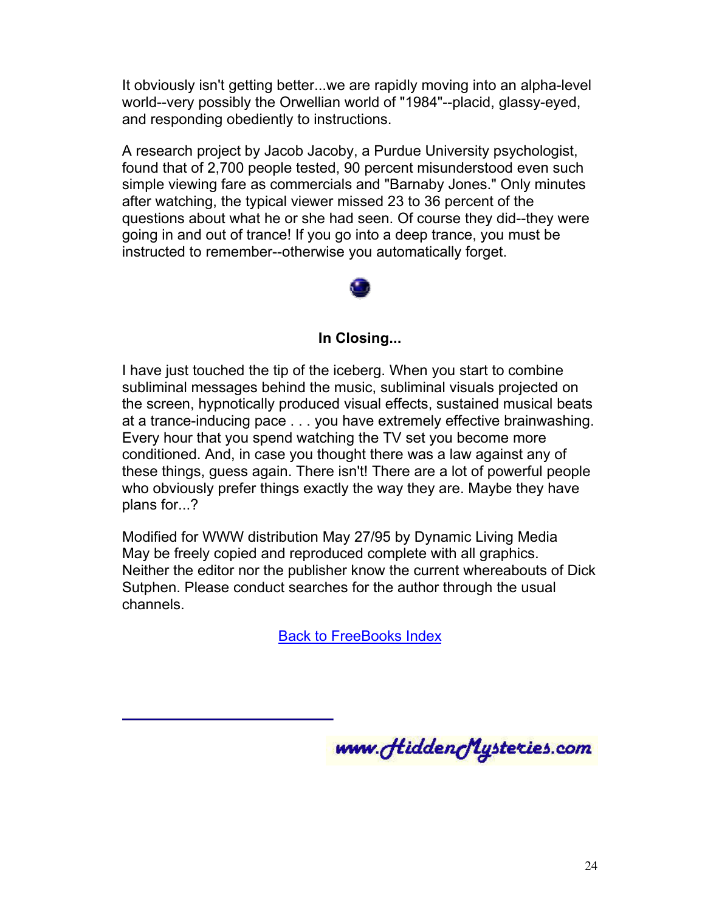It obviously isn't getting better...we are rapidly moving into an alpha-level world--very possibly the Orwellian world of "1984"--placid, glassy-eyed, and responding obediently to instructions.

A research project by Jacob Jacoby, a Purdue University psychologist, found that of 2,700 people tested, 90 percent misunderstood even such simple viewing fare as commercials and "Barnaby Jones." Only minutes after watching, the typical viewer missed 23 to 36 percent of the questions about what he or she had seen. Of course they did--they were going in and out of trance! If you go into a deep trance, you must be instructed to remember--otherwise you automatically forget.

**In Closing...**

I have just touched the tip of the iceberg. When you start to combine subliminal messages behind the music, subliminal visuals projected on the screen, hypnotically produced visual effects, sustained musical beats at a trance-inducing pace . . . you have extremely effective brainwashing. Every hour that you spend watching the TV set you become more conditioned. And, in case you thought there was a law against any of these things, guess again. There isn't! There are a lot of powerful people who obviously prefer things exactly the way they are. Maybe they have plans for...?

Modified for WWW distribution May 27/95 by Dynamic Living Media
May be freely copied and reproduced complete with all graphics.
Neither the editor nor the publisher know the current whereabouts of Dick Sutphen. Please conduct searches for the author through the usual channels.

Back to FreeBooks Index

www.HiddenMysteries.com